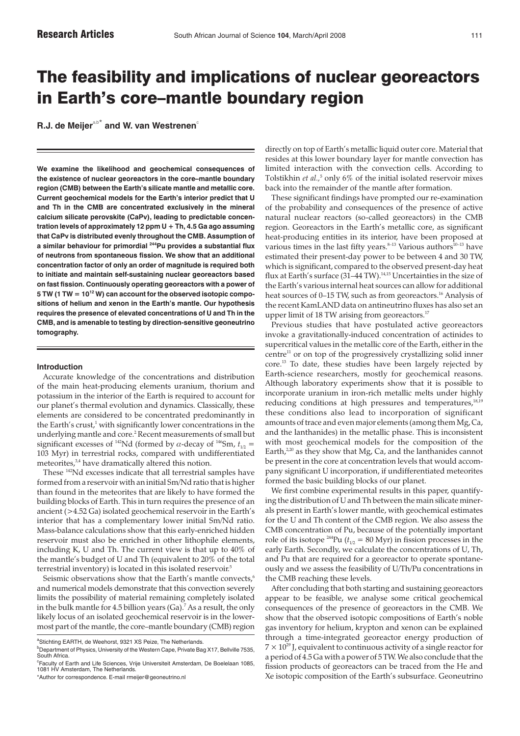# The feasibility and implications of nuclear georeactors in Earth's core–mantle boundary region

**R.J. de Meijer**[a,b*] **and W. van Westrenen**[c]

**We examine the likelihood and geochemical consequences of the existence of nuclear georeactors in the core–mantle boundary region (CMB) between the Earth's silicate mantle and metallic core. Current geochemical models for the Earth's interior predict that U and Th in the CMB are concentrated exclusively in the mineral calcium silicate perovskite (CaPv), leading to predictable concentration levels of approximately 12 ppm U + Th, 4.5 Ga ago assuming that CaPv is distributed evenly throughout the CMB. Assumption of a similar behaviour for primordial $^{244}$Pu provides a substantial flux of neutrons from spontaneous fission. We show that an additional concentration factor of only an order of magnitude is required both to initiate and maintain self-sustaining nuclear georeactors based on fast fission. Continuously operating georeactors with a power of 5 TW (1 TW = $10^{12}$ W) can account for the observed isotopic compositions of helium and xenon in the Earth's mantle. Our hypothesis requires the presence of elevated concentrations of U and Th in the CMB, and is amenable to testing by direction-sensitive geoneutrino tomography.**

## Introduction

Accurate knowledge of the concentrations and distribution of the main heat-producing elements uranium, thorium and potassium in the interior of the Earth is required to account for our planet's thermal evolution and dynamics. Classically, these elements are considered to be concentrated predominantly in the Earth's crust,[1] with significantly lower concentrations in the underlying mantle and core.[2] Recent measurements of small but significant excesses of $^{142}$Nd (formed by $\alpha$-decay of $^{146}$Sm, $t_{1/2}$ = 103 Myr) in terrestrial rocks, compared with undifferentiated meteorites,[3,4] have dramatically altered this notion.

These $^{142}$Nd excesses indicate that all terrestrial samples have formed from a reservoir with an initial Sm/Nd ratio that is higher than found in the meteorites that are likely to have formed the building blocks of Earth. This in turn requires the presence of an ancient (>4.52 Ga) isolated geochemical reservoir in the Earth's interior that has a complementary lower initial Sm/Nd ratio. Mass-balance calculations show that this early-enriched hidden reservoir must also be enriched in other lithophile elements, including K, U and Th. The current view is that up to 40% of the mantle's budget of U and Th (equivalent to 20% of the total terrestrial inventory) is located in this isolated reservoir.[5]

Seismic observations show that the Earth's mantle convects,[6] and numerical models demonstrate that this convection severely limits the possibility of material remaining completely isolated in the bulk mantle for 4.5 billion years (Ga).[7] As a result, the only likely locus of an isolated geochemical reservoir is in the lowermost part of the mantle, the core–mantle boundary (CMB) region directly on top of Earth's metallic liquid outer core. Material that resides at this lower boundary layer for mantle convection has limited interaction with the convection cells. According to Tolstikhin *et al.*,[5] only 6% of the initial isolated reservoir mixes back into the remainder of the mantle after formation.

These significant findings have prompted our re-examination of the probability and consequences of the presence of active natural nuclear reactors (so-called georeactors) in the CMB region. Georeactors in the Earth's metallic core, as significant heat-producing entities in its interior, have been proposed at various times in the last fifty years.[8–13] Various authors[10–13] have estimated their present-day power to be between 4 and 30 TW, which is significant, compared to the observed present-day heat flux at Earth's surface (31–44 TW).[14,15] Uncertainties in the size of the Earth's various internal heat sources can allow for additional heat sources of 0–15 TW, such as from georeactors.[16] Analysis of the recent KamLAND data on antineutrino fluxes has also set an upper limit of 18 TW arising from georeactors.[17]

Previous studies that have postulated active georeactors invoke a gravitationally-induced concentration of actinides to supercritical values in the metallic core of the Earth, either in the centre[11] or on top of the progressively crystallizing solid inner core.[13] To date, these studies have been largely rejected by Earth-science researchers, mostly for geochemical reasons. Although laboratory experiments show that it is possible to incorporate uranium in iron-rich metallic melts under highly reducing conditions at high pressures and temperatures,[18,19] these conditions also lead to incorporation of significant amounts of trace and even major elements (among them Mg, Ca, and the lanthanides) in the metallic phase. This is inconsistent with most geochemical models for the composition of the Earth,[2,20] as they show that Mg, Ca, and the lanthanides cannot be present in the core at concentration levels that would accompany significant U incorporation, if undifferentiated meteorites formed the basic building blocks of our planet.

We first combine experimental results in this paper, quantifying the distribution of U and Th between the main silicate minerals present in Earth's lower mantle, with geochemical estimates for the U and Th content of the CMB region. We also assess the CMB concentration of Pu, because of the potentially important role of its isotope $^{244}$Pu ($t_{1/2}$ = 80 Myr) in fission processes in the early Earth. Secondly, we calculate the concentrations of U, Th, and Pu that are required for a georeactor to operate spontaneously and we assess the feasibility of U/Th/Pu concentrations in the CMB reaching these levels.

After concluding that both starting and sustaining georeactors appear to be feasible, we analyse some critical geochemical consequences of the presence of georeactors in the CMB. We show that the observed isotopic compositions of Earth's noble gas inventory for helium, krypton and xenon can be explained through a time-integrated georeactor energy production of $7 \times 10^{29}$ J, equivalent to continuous activity of a single reactor for a period of 4.5 Ga with a power of 5 TW. We also conclude that the fission products of georeactors can be traced from the He and Xe isotopic composition of the Earth's subsurface. Geoneutrino

[a]Stichting EARTH, de Weehorst, 9321 XS Peize, The Netherlands.
[b]Department of Physics, University of the Western Cape, Private Bag X17, Bellville 7535, South Africa.
[c]Faculty of Earth and Life Sciences, Vrije Universiteit Amsterdam, De Boelelaan 1085, 1081 HV Amsterdam, The Netherlands.
*Author for correspondence. E-mail rmeijer@geoneutrino.nl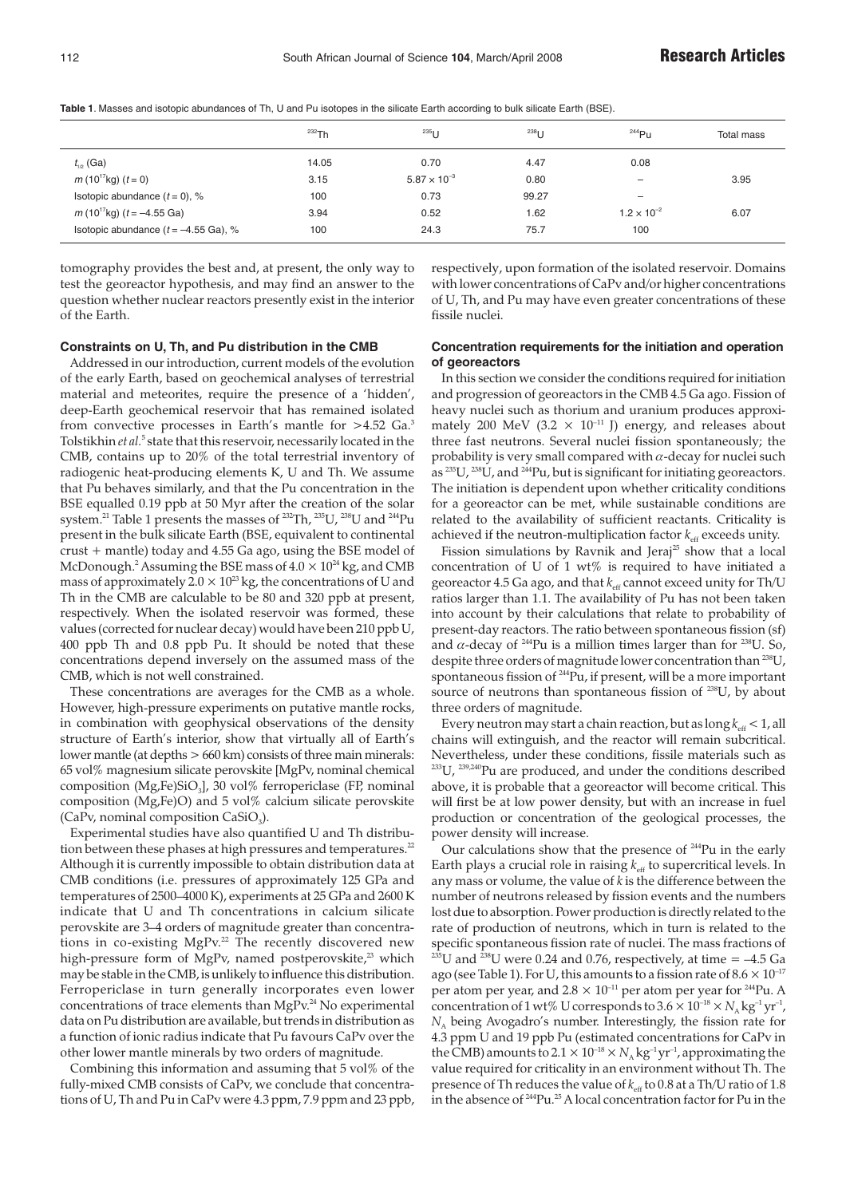**Table 1**. Masses and isotopic abundances of Th, U and Pu isotopes in the silicate Earth according to bulk silicate Earth (BSE).

| | $^{232}$Th | $^{235}$U | $^{238}$U | $^{244}$Pu | Total mass |
|---|---|---|---|---|---|
| $t_{1/2}$ (Ga) | 14.05 | 0.70 | 4.47 | 0.08 | |
| $m$ ($10^{17}$kg) ($t = 0$) | 3.15 | $5.87 \times 10^{-3}$ | 0.80 | – | 3.95 |
| Isotopic abundance ($t = 0$), % | 100 | 0.73 | 99.27 | – | |
| $m$ ($10^{17}$kg) ($t = -4.55$ Ga) | 3.94 | 0.52 | 1.62 | $1.2 \times 10^{-2}$ | 6.07 |
| Isotopic abundance ($t = -4.55$ Ga), % | 100 | 24.3 | 75.7 | 100 | |

tomography provides the best and, at present, the only way to test the georeactor hypothesis, and may find an answer to the question whether nuclear reactors presently exist in the interior of the Earth.

### Constraints on U, Th, and Pu distribution in the CMB

Addressed in our introduction, current models of the evolution of the early Earth, based on geochemical analyses of terrestrial material and meteorites, require the presence of a 'hidden', deep-Earth geochemical reservoir that has remained isolated from convective processes in Earth's mantle for >4.52 Ga.[3] Tolstikhin *et al.*[5] state that this reservoir, necessarily located in the CMB, contains up to 20% of the total terrestrial inventory of radiogenic heat-producing elements K, U and Th. We assume that Pu behaves similarly, and that the Pu concentration in the BSE equalled 0.19 ppb at 50 Myr after the creation of the solar system.[21] Table 1 presents the masses of $^{232}$Th, $^{235}$U, $^{238}$U and $^{244}$Pu present in the bulk silicate Earth (BSE, equivalent to continental crust + mantle) today and 4.55 Ga ago, using the BSE model of McDonough.[2] Assuming the BSE mass of $4.0 \times 10^{24}$ kg, and CMB mass of approximately $2.0 \times 10^{23}$ kg, the concentrations of U and Th in the CMB are calculable to be 80 and 320 ppb at present, respectively. When the isolated reservoir was formed, these values (corrected for nuclear decay) would have been 210 ppb U, 400 ppb Th and 0.8 ppb Pu. It should be noted that these concentrations depend inversely on the assumed mass of the CMB, which is not well constrained.

These concentrations are averages for the CMB as a whole. However, high-pressure experiments on putative mantle rocks, in combination with geophysical observations of the density structure of Earth's interior, show that virtually all of Earth's lower mantle (at depths > 660 km) consists of three main minerals: 65 vol% magnesium silicate perovskite [MgPv, nominal chemical composition $(Mg,Fe)SiO_3$], 30 vol% ferropericlase (FP, nominal composition (Mg,Fe)O) and 5 vol% calcium silicate perovskite (CaPv, nominal composition $CaSiO_3$).

Experimental studies have also quantified U and Th distribution between these phases at high pressures and temperatures.[22] Although it is currently impossible to obtain distribution data at CMB conditions (i.e. pressures of approximately 125 GPa and temperatures of 2500–4000 K), experiments at 25 GPa and 2600 K indicate that U and Th concentrations in calcium silicate perovskite are 3–4 orders of magnitude greater than concentrations in co-existing MgPv.[22] The recently discovered new high-pressure form of MgPv, named postperovskite,[23] which may be stable in the CMB, is unlikely to influence this distribution. Ferropericlase in turn generally incorporates even lower concentrations of trace elements than MgPv.[24] No experimental data on Pu distribution are available, but trends in distribution as a function of ionic radius indicate that Pu favours CaPv over the other lower mantle minerals by two orders of magnitude.

Combining this information and assuming that 5 vol% of the fully-mixed CMB consists of CaPv, we conclude that concentrations of U, Th and Pu in CaPv were 4.3 ppm, 7.9 ppm and 23 ppb, respectively, upon formation of the isolated reservoir. Domains with lower concentrations of CaPv and/or higher concentrations of U, Th, and Pu may have even greater concentrations of these fissile nuclei.

### Concentration requirements for the initiation and operation of georeactors

In this section we consider the conditions required for initiation and progression of georeactors in the CMB 4.5 Ga ago. Fission of heavy nuclei such as thorium and uranium produces approximately 200 MeV ($3.2 \times 10^{-11}$ J) energy, and releases about three fast neutrons. Several nuclei fission spontaneously; the probability is very small compared with $\alpha$-decay for nuclei such as $^{235}$U, $^{238}$U, and $^{244}$Pu, but is significant for initiating georeactors. The initiation is dependent upon whether criticality conditions for a georeactor can be met, while sustainable conditions are related to the availability of sufficient reactants. Criticality is achieved if the neutron-multiplication factor $k_{eff}$ exceeds unity.

Fission simulations by Ravnik and Jeraj[25] show that a local concentration of U of 1 wt% is required to have initiated a georeactor 4.5 Ga ago, and that $k_{eff}$ cannot exceed unity for Th/U ratios larger than 1.1. The availability of Pu has not been taken into account by their calculations that relate to probability of present-day reactors. The ratio between spontaneous fission (sf) and $\alpha$-decay of $^{244}$Pu is a million times larger than for $^{238}$U. So, despite three orders of magnitude lower concentration than $^{238}$U, spontaneous fission of $^{244}$Pu, if present, will be a more important source of neutrons than spontaneous fission of $^{238}$U, by about three orders of magnitude.

Every neutron may start a chain reaction, but as long $k_{eff} < 1$, all chains will extinguish, and the reactor will remain subcritical. Nevertheless, under these conditions, fissile materials such as $^{233}$U, $^{239,240}$Pu are produced, and under the conditions described above, it is probable that a georeactor will become critical. This will first be at low power density, but with an increase in fuel production or concentration of the geological processes, the power density will increase.

Our calculations show that the presence of $^{244}$Pu in the early Earth plays a crucial role in raising $k_{eff}$ to supercritical levels. In any mass or volume, the value of $k$ is the difference between the number of neutrons released by fission events and the numbers lost due to absorption. Power production is directly related to the rate of production of neutrons, which in turn is related to the specific spontaneous fission rate of nuclei. The mass fractions of $^{235}$U and $^{238}$U were 0.24 and 0.76, respectively, at time = –4.5 Ga ago (see Table 1). For U, this amounts to a fission rate of $8.6 \times 10^{-17}$ per atom per year, and $2.8 \times 10^{-11}$ per atom per year for $^{244}$Pu. A concentration of 1 wt% U corresponds to $3.6 \times 10^{-18} \times N_A$ kg$^{-1}$ yr$^{-1}$, $N_A$ being Avogadro's number. Interestingly, the fission rate for 4.3 ppm U and 19 ppb Pu (estimated concentrations for CaPv in the CMB) amounts to $2.1 \times 10^{-18} \times N_A$ kg$^{-1}$ yr$^{-1}$, approximating the value required for criticality in an environment without Th. The presence of Th reduces the value of $k_{eff}$ to 0.8 at a Th/U ratio of 1.8 in the absence of $^{244}$Pu.[25] A local concentration factor for Pu in the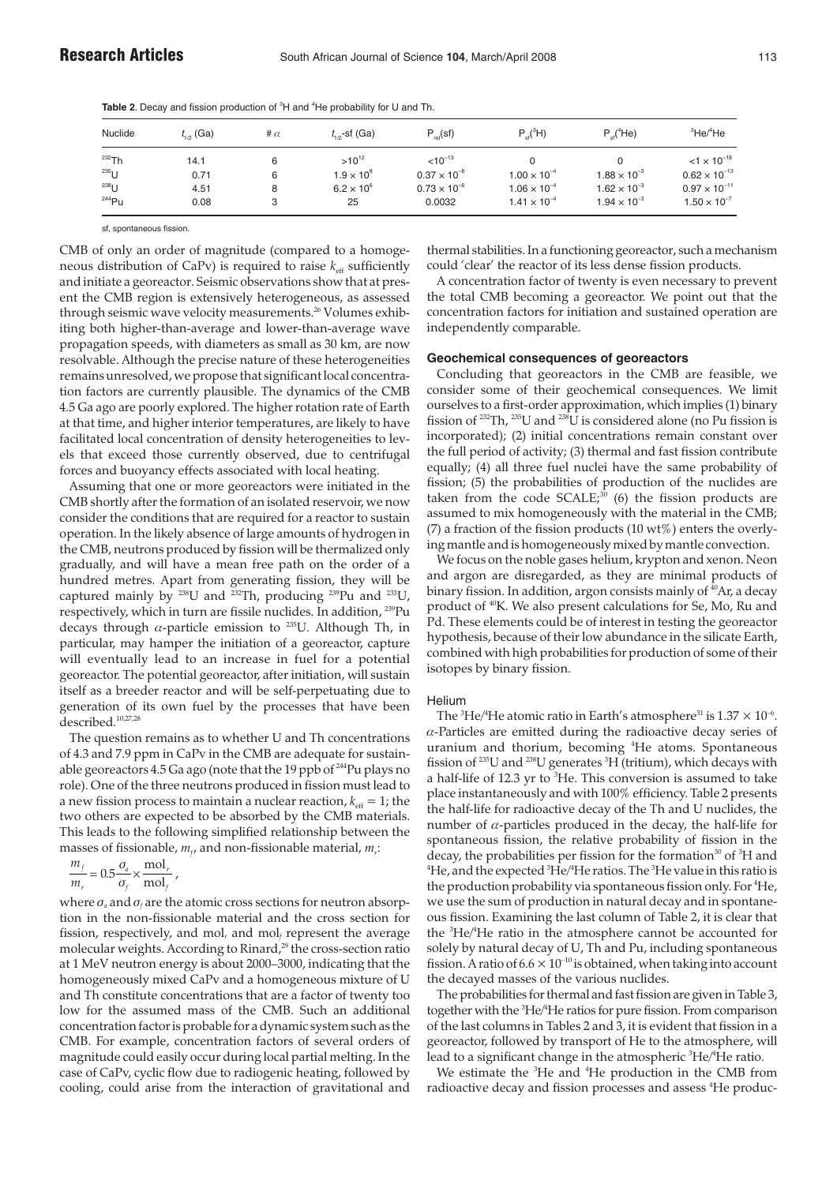**Table 2**. Decay and fission production of $^3$H and $^4$He probability for U and Th.

| Nuclide | $t_{1/2}$ (Ga) | # $\alpha$ | $t_{1/2}$-sf (Ga) | $P_{rel}$(sf) | $P_{sf}$($^3$H) | $P_{sf}$($^4$He) | $^3$He/$^4$He |
|---|---|---|---|---|---|---|---|
| $^{232}$Th | 14.1 | 6 | $>10^{12}$ | $<10^{-13}$ | 0 | 0 | $<1 \times 10^{-18}$ |
| $^{235}$U | 0.71 | 6 | $1.9 \times 10^8$ | $0.37 \times 10^{-8}$ | $1.00 \times 10^{-4}$ | $1.88 \times 10^{-3}$ | $0.62 \times 10^{-13}$ |
| $^{238}$U | 4.51 | 8 | $6.2 \times 10^6$ | $0.73 \times 10^{-6}$ | $1.06 \times 10^{-4}$ | $1.62 \times 10^{-3}$ | $0.97 \times 10^{-11}$ |
| $^{244}$Pu | 0.08 | 3 | 25 | 0.0032 | $1.41 \times 10^{-4}$ | $1.94 \times 10^{-3}$ | $1.50 \times 10^{-7}$ |

sf, spontaneous fission.

CMB of only an order of magnitude (compared to a homogeneous distribution of CaPv) is required to raise $k_{eff}$ sufficiently and initiate a georeactor. Seismic observations show that at present the CMB region is extensively heterogeneous, as assessed through seismic wave velocity measurements.[26] Volumes exhibiting both higher-than-average and lower-than-average wave propagation speeds, with diameters as small as 30 km, are now resolvable. Although the precise nature of these heterogeneities remains unresolved, we propose that significant local concentration factors are currently plausible. The dynamics of the CMB 4.5 Ga ago are poorly explored. The higher rotation rate of Earth at that time, and higher interior temperatures, are likely to have facilitated local concentration of density heterogeneities to levels that exceed those currently observed, due to centrifugal forces and buoyancy effects associated with local heating.

Assuming that one or more georeactors were initiated in the CMB shortly after the formation of an isolated reservoir, we now consider the conditions that are required for a reactor to sustain operation. In the likely absence of large amounts of hydrogen in the CMB, neutrons produced by fission will be thermalized only gradually, and will have a mean free path on the order of a hundred metres. Apart from generating fission, they will be captured mainly by $^{238}$U and $^{232}$Th, producing $^{239}$Pu and $^{233}$U, respectively, which in turn are fissile nuclides. In addition, $^{239}$Pu decays through $\alpha$-particle emission to $^{235}$U. Although Th, in particular, may hamper the initiation of a georeactor, capture will eventually lead to an increase in fuel for a potential georeactor. The potential georeactor, after initiation, will sustain itself as a breeder reactor and will be self-perpetuating due to generation of its own fuel by the processes that have been described.[10,27,28]

The question remains as to whether U and Th concentrations of 4.3 and 7.9 ppm in CaPv in the CMB are adequate for sustainable georeactors 4.5 Ga ago (note that the 19 ppb of $^{244}$Pu plays no role). One of the three neutrons produced in fission must lead to a new fission process to maintain a nuclear reaction, $k_{eff} = 1$; the two others are expected to be absorbed by the CMB materials. This leads to the following simplified relationship between the masses of fissionable, $m_f$, and non-fissionable material, $m_r$:

$$\frac{m_f}{m_r} = 0.5\frac{\sigma_a}{\sigma_f} \times \frac{\text{mol}_r}{\text{mol}_f},$$

where $\sigma_a$ and $\sigma_f$ are the atomic cross sections for neutron absorption in the non-fissionable material and the cross section for fission, respectively, and mol$_r$ and mol$_f$ represent the average molecular weights. According to Rinard,[29] the cross-section ratio at 1 MeV neutron energy is about 2000–3000, indicating that the homogeneously mixed CaPv and a homogeneous mixture of U and Th constitute concentrations that are a factor of twenty too low for the assumed mass of the CMB. Such an additional concentration factor is probable for a dynamic system such as the CMB. For example, concentration factors of several orders of magnitude could easily occur during local partial melting. In the case of CaPv, cyclic flow due to radiogenic heating, followed by cooling, could arise from the interaction of gravitational and thermal stabilities. In a functioning georeactor, such a mechanism could 'clear' the reactor of its less dense fission products.

A concentration factor of twenty is even necessary to prevent the total CMB becoming a georeactor. We point out that the concentration factors for initiation and sustained operation are independently comparable.

## Geochemical consequences of georeactors

Concluding that georeactors in the CMB are feasible, we consider some of their geochemical consequences. We limit ourselves to a first-order approximation, which implies (1) binary fission of $^{232}$Th, $^{235}$U and $^{238}$U is considered alone (no Pu fission is incorporated); (2) initial concentrations remain constant over the full period of activity; (3) thermal and fast fission contribute equally; (4) all three fuel nuclei have the same probability of fission; (5) the probabilities of production of the nuclides are taken from the code SCALE;[30] (6) the fission products are assumed to mix homogeneously with the material in the CMB; (7) a fraction of the fission products (10 wt%) enters the overlying mantle and is homogeneously mixed by mantle convection.

We focus on the noble gases helium, krypton and xenon. Neon and argon are disregarded, as they are minimal products of binary fission. In addition, argon consists mainly of $^{40}$Ar, a decay product of $^{40}$K. We also present calculations for Se, Mo, Ru and Pd. These elements could be of interest in testing the georeactor hypothesis, because of their low abundance in the silicate Earth, combined with high probabilities for production of some of their isotopes by binary fission.

### Helium

The $^3$He/$^4$He atomic ratio in Earth's atmosphere[31] is $1.37 \times 10^{-6}$. $\alpha$-Particles are emitted during the radioactive decay series of uranium and thorium, becoming $^4$He atoms. Spontaneous fission of $^{235}$U and $^{238}$U generates $^3$H (tritium), which decays with a half-life of 12.3 yr to $^3$He. This conversion is assumed to take place instantaneously and with 100% efficiency. Table 2 presents the half-life for radioactive decay of the Th and U nuclides, the number of $\alpha$-particles produced in the decay, the half-life for spontaneous fission, the relative probability of fission in the decay, the probabilities per fission for the formation[30] of $^3$H and $^4$He, and the expected $^3$He/$^4$He ratios. The $^3$He value in this ratio is the production probability via spontaneous fission only. For $^4$He, we use the sum of production in natural decay and in spontaneous fission. Examining the last column of Table 2, it is clear that the $^3$He/$^4$He ratio in the atmosphere cannot be accounted for solely by natural decay of U, Th and Pu, including spontaneous fission. A ratio of $6.6 \times 10^{-10}$ is obtained, when taking into account the decayed masses of the various nuclides.

The probabilities for thermal and fast fission are given in Table 3, together with the $^3$He/$^4$He ratios for pure fission. From comparison of the last columns in Tables 2 and 3, it is evident that fission in a georeactor, followed by transport of He to the atmosphere, will lead to a significant change in the atmospheric $^3$He/$^4$He ratio.

We estimate the $^3$He and $^4$He production in the CMB from radioactive decay and fission processes and assess $^4$He produc-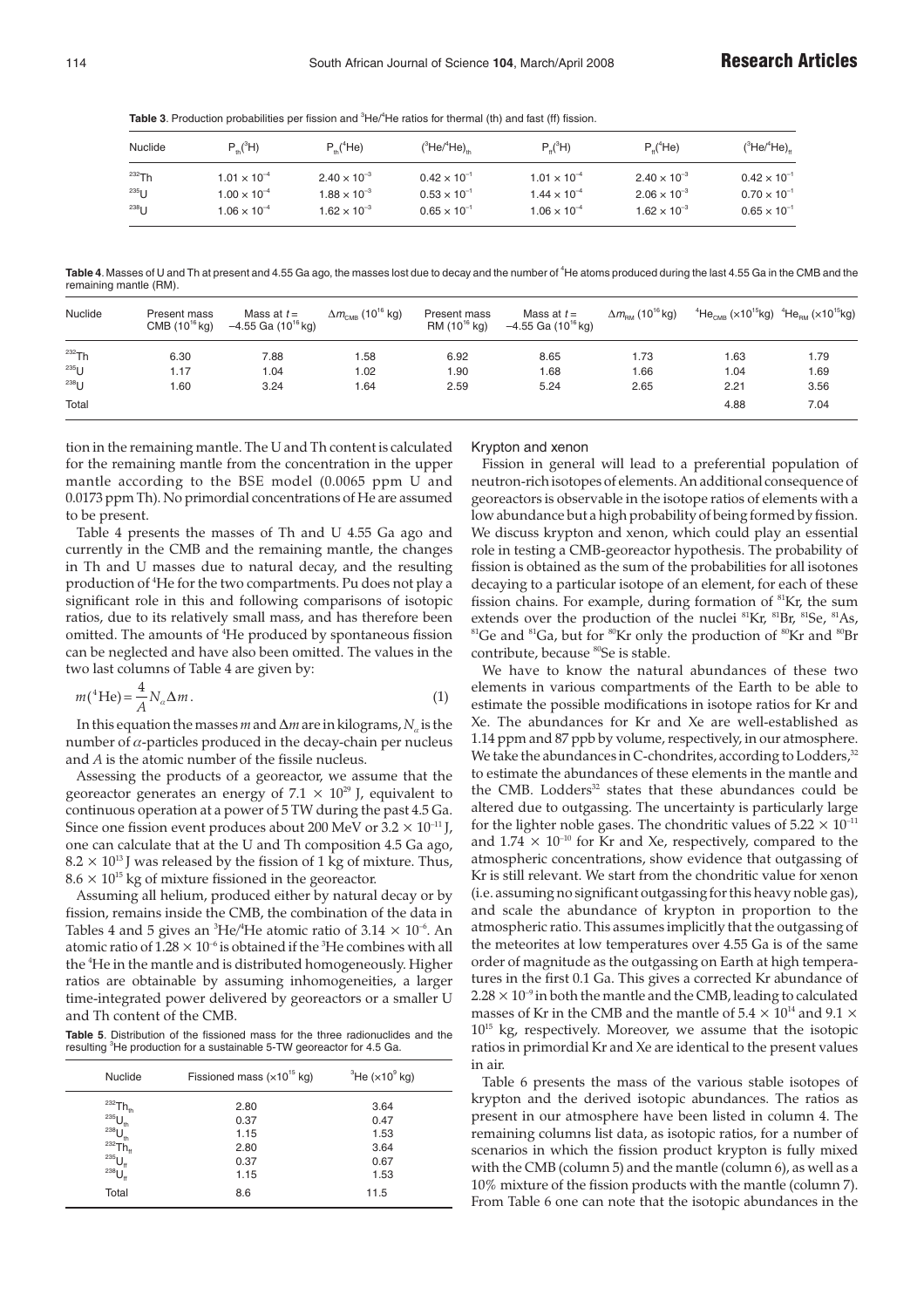**Table 3**. Production probabilities per fission and $^3He/^4He$ ratios for thermal (th) and fast (ff) fission.

| Nuclide | $P_{th}(^3H)$ | $P_{th}(^4He)$ | $(^3He/^4He)_{th}$ | $P_{ff}(^3H)$ | $P_{ff}(^4He)$ | $(^3He/^4He)_{ff}$ |
|---|---|---|---|---|---|---|
| $^{232}Th$ | $1.01 \times 10^{-4}$ | $2.40 \times 10^{-3}$ | $0.42 \times 10^{-1}$ | $1.01 \times 10^{-4}$ | $2.40 \times 10^{-3}$ | $0.42 \times 10^{-1}$ |
| $^{235}U$ | $1.00 \times 10^{-4}$ | $1.88 \times 10^{-3}$ | $0.53 \times 10^{-1}$ | $1.44 \times 10^{-4}$ | $2.06 \times 10^{-3}$ | $0.70 \times 10^{-1}$ |
| $^{238}U$ | $1.06 \times 10^{-4}$ | $1.62 \times 10^{-3}$ | $0.65 \times 10^{-1}$ | $1.06 \times 10^{-4}$ | $1.62 \times 10^{-3}$ | $0.65 \times 10^{-1}$ |

**Table 4**. Masses of U and Th at present and 4.55 Ga ago, the masses lost due to decay and the number of $^4He$ atoms produced during the last 4.55 Ga in the CMB and the remaining mantle (RM).

| Nuclide | Present mass CMB ($10^{16}$ kg) | Mass at $t$ = −4.55 Ga ($10^{16}$ kg) | $\Delta m_{CMB}$ ($10^{16}$ kg) | Present mass RM ($10^{16}$ kg) | Mass at $t$ = −4.55 Ga ($10^{16}$ kg) | $\Delta m_{RM}$ ($10^{16}$ kg) | $^4He_{CMB}$ ($\times 10^{15}$kg) | $^4He_{RM}$ ($\times 10^{15}$kg) |
|---|---|---|---|---|---|---|---|---|
| $^{232}Th$ | 6.30 | 7.88 | 1.58 | 6.92 | 8.65 | 1.73 | 1.63 | 1.79 |
| $^{235}U$ | 1.17 | 1.04 | 1.02 | 1.90 | 1.68 | 1.66 | 1.04 | 1.69 |
| $^{238}U$ | 1.60 | 3.24 | 1.64 | 2.59 | 5.24 | 2.65 | 2.21 | 3.56 |
| Total | | | | | | | 4.88 | 7.04 |

tion in the remaining mantle. The U and Th content is calculated for the remaining mantle from the concentration in the upper mantle according to the BSE model (0.0065 ppm U and 0.0173 ppm Th). No primordial concentrations of He are assumed to be present.

Table 4 presents the masses of Th and U 4.55 Ga ago and currently in the CMB and the remaining mantle, the changes in Th and U masses due to natural decay, and the resulting production of $^4He$ for the two compartments. Pu does not play a significant role in this and following comparisons of isotopic ratios, due to its relatively small mass, and has therefore been omitted. The amounts of $^4He$ produced by spontaneous fission can be neglected and have also been omitted. The values in the two last columns of Table 4 are given by:

$$m(^4\text{He}) = \frac{4}{A} N_\alpha \Delta m \,. \tag{1}$$

In this equation the masses $m$ and $\Delta m$ are in kilograms, $N_\alpha$ is the number of $\alpha$-particles produced in the decay-chain per nucleus and $A$ is the atomic number of the fissile nucleus.

Assessing the products of a georeactor, we assume that the georeactor generates an energy of $7.1 \times 10^{29}$ J, equivalent to continuous operation at a power of 5 TW during the past 4.5 Ga. Since one fission event produces about 200 MeV or $3.2 \times 10^{-11}$ J, one can calculate that at the U and Th composition 4.5 Ga ago, $8.2 \times 10^{13}$ J was released by the fission of 1 kg of mixture. Thus, $8.6 \times 10^{15}$ kg of mixture fissioned in the georeactor.

Assuming all helium, produced either by natural decay or by fission, remains inside the CMB, the combination of the data in Tables 4 and 5 gives an $^3He/^4He$ atomic ratio of $3.14 \times 10^{-6}$. An atomic ratio of $1.28 \times 10^{-6}$ is obtained if the $^3He$ combines with all the $^4He$ in the mantle and is distributed homogeneously. Higher ratios are obtainable by assuming inhomogeneities, a larger time-integrated power delivered by georeactors or a smaller U and Th content of the CMB.

**Table 5**. Distribution of the fissioned mass for the three radionuclides and the resulting $^3He$ production for a sustainable 5-TW georeactor for 4.5 Ga.

| Nuclide | Fissioned mass ($\times 10^{15}$ kg) | $^3He$ ($\times 10^9$ kg) |
|---|---|---|
| $^{232}Th_{th}$ | 2.80 | 3.64 |
| $^{235}U_{th}$ | 0.37 | 0.47 |
| $^{238}U_{th}$ | 1.15 | 1.53 |
| $^{232}Th_{ff}$ | 2.80 | 3.64 |
| $^{235}U_{ff}$ | 0.37 | 0.67 |
| $^{238}U_{ff}$ | 1.15 | 1.53 |
| Total | 8.6 | 11.5 |

### Krypton and xenon

Fission in general will lead to a preferential population of neutron-rich isotopes of elements. An additional consequence of georeactors is observable in the isotope ratios of elements with a low abundance but a high probability of being formed by fission. We discuss krypton and xenon, which could play an essential role in testing a CMB-georeactor hypothesis. The probability of fission is obtained as the sum of the probabilities for all isotones decaying to a particular isotope of an element, for each of these fission chains. For example, during formation of $^{81}Kr$, the sum extends over the production of the nuclei $^{81}Kr$, $^{81}Br$, $^{81}Se$, $^{81}As$, $^{81}Ge$ and $^{81}Ga$, but for $^{80}Kr$ only the production of $^{80}Kr$ and $^{80}Br$ contribute, because $^{80}Se$ is stable.

We have to know the natural abundances of these two elements in various compartments of the Earth to be able to estimate the possible modifications in isotope ratios for Kr and Xe. The abundances for Kr and Xe are well-established as 1.14 ppm and 87 ppb by volume, respectively, in our atmosphere. We take the abundances in C-chondrites, according to Lodders,[32] to estimate the abundances of these elements in the mantle and the CMB. Lodders[32] states that these abundances could be altered due to outgassing. The uncertainty is particularly large for the lighter noble gases. The chondritic values of $5.22 \times 10^{-11}$ and $1.74 \times 10^{-10}$ for Kr and Xe, respectively, compared to the atmospheric concentrations, show evidence that outgassing of Kr is still relevant. We start from the chondritic value for xenon (i.e. assuming no significant outgassing for this heavy noble gas), and scale the abundance of krypton in proportion to the atmospheric ratio. This assumes implicitly that the outgassing of the meteorites at low temperatures over 4.55 Ga is of the same order of magnitude as the outgassing on Earth at high temperatures in the first 0.1 Ga. This gives a corrected Kr abundance of $2.28 \times 10^{-9}$ in both the mantle and the CMB, leading to calculated masses of Kr in the CMB and the mantle of $5.4 \times 10^{14}$ and $9.1 \times 10^{15}$ kg, respectively. Moreover, we assume that the isotopic ratios in primordial Kr and Xe are identical to the present values in air.

Table 6 presents the mass of the various stable isotopes of krypton and the derived isotopic abundances. The ratios as present in our atmosphere have been listed in column 4. The remaining columns list data, as isotopic ratios, for a number of scenarios in which the fission product krypton is fully mixed with the CMB (column 5) and the mantle (column 6), as well as a 10% mixture of the fission products with the mantle (column 7). From Table 6 one can note that the isotopic abundances in the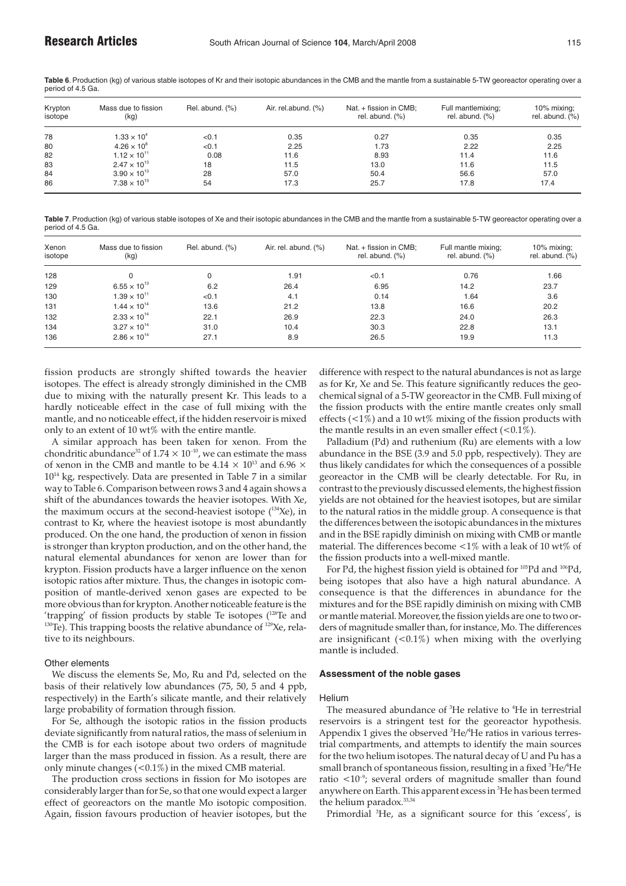**Table 6**. Production (kg) of various stable isotopes of Kr and their isotopic abundances in the CMB and the mantle from a sustainable 5-TW georeactor operating over a period of 4.5 Ga.

| Krypton isotope | Mass due to fission (kg) | Rel. abund. (%) | Air. rel.abund. (%) | Nat. + fission in CMB; rel. abund. (%) | Full mantlemixing; rel. abund. (%) | 10% mixing; rel. abund. (%) |
|---|---|---|---|---|---|---|
| 78 | $1.33 \times 10^{4}$ | <0.1 | 0.35 | 0.27 | 0.35 | 0.35 |
| 80 | $4.26 \times 10^{8}$ | <0.1 | 2.25 | 1.73 | 2.22 | 2.25 |
| 82 | $1.12 \times 10^{11}$ | 0.08 | 11.6 | 8.93 | 11.4 | 11.6 |
| 83 | $2.47 \times 10^{13}$ | 18 | 11.5 | 13.0 | 11.6 | 11.5 |
| 84 | $3.90 \times 10^{13}$ | 28 | 57.0 | 50.4 | 56.6 | 57.0 |
| 86 | $7.38 \times 10^{13}$ | 54 | 17.3 | 25.7 | 17.8 | 17.4 |

**Table 7**. Production (kg) of various stable isotopes of Xe and their isotopic abundances in the CMB and the mantle from a sustainable 5-TW georeactor operating over a period of 4.5 Ga.

| Xenon isotope | Mass due to fission (kg) | Rel. abund. (%) | Air. rel. abund. (%) | Nat. + fission in CMB; rel. abund. (%) | Full mantle mixing; rel. abund. (%) | 10% mixing; rel. abund. (%) |
|---|---|---|---|---|---|---|
| 128 | 0 | 0 | 1.91 | <0.1 | 0.76 | 1.66 |
| 129 | $6.55 \times 10^{13}$ | 6.2 | 26.4 | 6.95 | 14.2 | 23.7 |
| 130 | $1.39 \times 10^{11}$ | <0.1 | 4.1 | 0.14 | 1.64 | 3.6 |
| 131 | $1.44 \times 10^{14}$ | 13.6 | 21.2 | 13.8 | 16.6 | 20.2 |
| 132 | $2.33 \times 10^{14}$ | 22.1 | 26.9 | 22.3 | 24.0 | 26.3 |
| 134 | $3.27 \times 10^{14}$ | 31.0 | 10.4 | 30.3 | 22.8 | 13.1 |
| 136 | $2.86 \times 10^{14}$ | 27.1 | 8.9 | 26.5 | 19.9 | 11.3 |

fission products are strongly shifted towards the heavier isotopes. The effect is already strongly diminished in the CMB due to mixing with the naturally present Kr. This leads to a hardly noticeable effect in the case of full mixing with the mantle, and no noticeable effect, if the hidden reservoir is mixed only to an extent of 10 wt% with the entire mantle.

A similar approach has been taken for xenon. From the chondritic abundance[32] of $1.74 \times 10^{-10}$, we can estimate the mass of xenon in the CMB and mantle to be $4.14 \times 10^{13}$ and $6.96 \times 10^{14}$ kg, respectively. Data are presented in Table 7 in a similar way to Table 6. Comparison between rows 3 and 4 again shows a shift of the abundances towards the heavier isotopes. With Xe, the maximum occurs at the second-heaviest isotope ($^{134}$Xe), in contrast to Kr, where the heaviest isotope is most abundantly produced. On the one hand, the production of xenon in fission is stronger than krypton production, and on the other hand, the natural elemental abundances for xenon are lower than for krypton. Fission products have a larger influence on the xenon isotopic ratios after mixture. Thus, the changes in isotopic composition of mantle-derived xenon gases are expected to be more obvious than for krypton. Another noticeable feature is the 'trapping' of fission products by stable Te isotopes ($^{128}$Te and $^{130}$Te). This trapping boosts the relative abundance of $^{129}$Xe, relative to its neighbours.

### Other elements

We discuss the elements Se, Mo, Ru and Pd, selected on the basis of their relatively low abundances (75, 50, 5 and 4 ppb, respectively) in the Earth's silicate mantle, and their relatively large probability of formation through fission.

For Se, although the isotopic ratios in the fission products deviate significantly from natural ratios, the mass of selenium in the CMB is for each isotope about two orders of magnitude larger than the mass produced in fission. As a result, there are only minute changes (<0.1%) in the mixed CMB material.

The production cross sections in fission for Mo isotopes are considerably larger than for Se, so that one would expect a larger effect of georeactors on the mantle Mo isotopic composition. Again, fission favours production of heavier isotopes, but the difference with respect to the natural abundances is not as large as for Kr, Xe and Se. This feature significantly reduces the geochemical signal of a 5-TW georeactor in the CMB. Full mixing of the fission products with the entire mantle creates only small effects (<1%) and a 10 wt% mixing of the fission products with the mantle results in an even smaller effect (<0.1%).

Palladium (Pd) and ruthenium (Ru) are elements with a low abundance in the BSE (3.9 and 5.0 ppb, respectively). They are thus likely candidates for which the consequences of a possible georeactor in the CMB will be clearly detectable. For Ru, in contrast to the previously discussed elements, the highest fission yields are not obtained for the heaviest isotopes, but are similar to the natural ratios in the middle group. A consequence is that the differences between the isotopic abundances in the mixtures and in the BSE rapidly diminish on mixing with CMB or mantle material. The differences become <1% with a leak of 10 wt% of the fission products into a well-mixed mantle.

For Pd, the highest fission yield is obtained for $^{105}$Pd and $^{106}$Pd, being isotopes that also have a high natural abundance. A consequence is that the differences in abundance for the mixtures and for the BSE rapidly diminish on mixing with CMB or mantle material. Moreover, the fission yields are one to two orders of magnitude smaller than, for instance, Mo. The differences are insignificant (<0.1%) when mixing with the overlying mantle is included.

## Assessment of the noble gases

### Helium

The measured abundance of $^{3}$He relative to $^{4}$He in terrestrial reservoirs is a stringent test for the georeactor hypothesis. Appendix 1 gives the observed $^{3}$He/$^{4}$He ratios in various terrestrial compartments, and attempts to identify the main sources for the two helium isotopes. The natural decay of U and Pu has a small branch of spontaneous fission, resulting in a fixed $^{3}$He/$^{4}$He ratio $<10^{-9}$; several orders of magnitude smaller than found anywhere on Earth. This apparent excess in $^{3}$He has been termed the helium paradox.[33,34]

Primordial $^{3}$He, as a significant source for this 'excess', is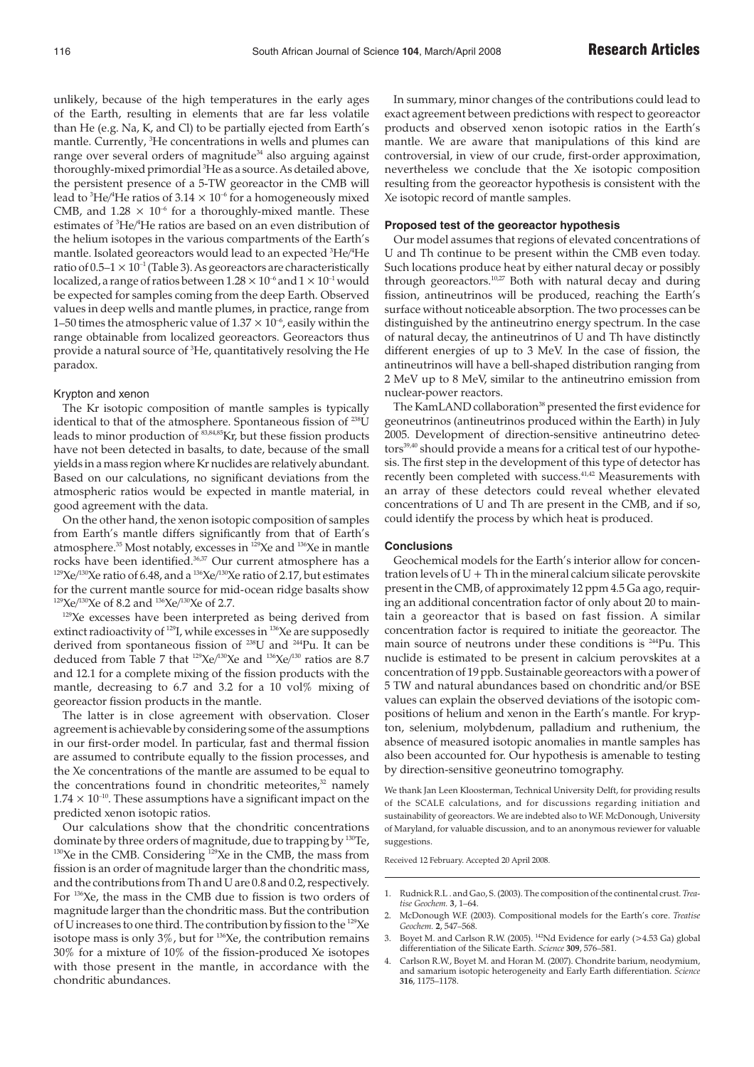unlikely, because of the high temperatures in the early ages of the Earth, resulting in elements that are far less volatile than He (e.g. Na, K, and Cl) to be partially ejected from Earth's mantle. Currently, $^{3}$He concentrations in wells and plumes can range over several orders of magnitude[34] also arguing against thoroughly-mixed primordial $^{3}$He as a source. As detailed above, the persistent presence of a 5-TW georeactor in the CMB will lead to $^{3}$He/$^{4}$He ratios of $3.14 \times 10^{-6}$ for a homogeneously mixed CMB, and $1.28 \times 10^{-6}$ for a thoroughly-mixed mantle. These estimates of $^{3}$He/$^{4}$He ratios are based on an even distribution of the helium isotopes in the various compartments of the Earth's mantle. Isolated georeactors would lead to an expected $^{3}$He/$^{4}$He ratio of $0.5–1 \times 10^{-1}$ (Table 3). As georeactors are characteristically localized, a range of ratios between $1.28 \times 10^{-6}$ and $1 \times 10^{-1}$ would be expected for samples coming from the deep Earth. Observed values in deep wells and mantle plumes, in practice, range from 1–50 times the atmospheric value of $1.37 \times 10^{-6}$, easily within the range obtainable from localized georeactors. Georeactors thus provide a natural source of $^{3}$He, quantitatively resolving the He paradox.

### Krypton and xenon

The Kr isotopic composition of mantle samples is typically identical to that of the atmosphere. Spontaneous fission of $^{238}$U leads to minor production of $^{83,84,85}$Kr, but these fission products have not been detected in basalts, to date, because of the small yields in a mass region where Kr nuclides are relatively abundant. Based on our calculations, no significant deviations from the atmospheric ratios would be expected in mantle material, in good agreement with the data.

On the other hand, the xenon isotopic composition of samples from Earth's mantle differs significantly from that of Earth's atmosphere.[35] Most notably, excesses in $^{129}$Xe and $^{136}$Xe in mantle rocks have been identified.[36,37] Our current atmosphere has a $^{129}$Xe/$^{130}$Xe ratio of 6.48, and a $^{136}$Xe/$^{130}$Xe ratio of 2.17, but estimates for the current mantle source for mid-ocean ridge basalts show $^{129}$Xe/$^{130}$Xe of 8.2 and $^{136}$Xe/$^{130}$Xe of 2.7.

$^{129}$Xe excesses have been interpreted as being derived from extinct radioactivity of $^{129}$I, while excesses in $^{136}$Xe are supposedly derived from spontaneous fission of $^{238}$U and $^{244}$Pu. It can be deduced from Table 7 that $^{129}$Xe/$^{130}$Xe and $^{136}$Xe/$^{130}$ ratios are 8.7 and 12.1 for a complete mixing of the fission products with the mantle, decreasing to 6.7 and 3.2 for a 10 vol% mixing of georeactor fission products in the mantle.

The latter is in close agreement with observation. Closer agreement is achievable by considering some of the assumptions in our first-order model. In particular, fast and thermal fission are assumed to contribute equally to the fission processes, and the Xe concentrations of the mantle are assumed to be equal to the concentrations found in chondritic meteorites,[32] namely $1.74 \times 10^{-10}$. These assumptions have a significant impact on the predicted xenon isotopic ratios.

Our calculations show that the chondritic concentrations dominate by three orders of magnitude, due to trapping by $^{130}$Te, $^{130}$Xe in the CMB. Considering $^{129}$Xe in the CMB, the mass from fission is an order of magnitude larger than the chondritic mass, and the contributions from Th and U are 0.8 and 0.2, respectively. For $^{136}$Xe, the mass in the CMB due to fission is two orders of magnitude larger than the chondritic mass. But the contribution of U increases to one third. The contribution by fission to the $^{129}$Xe isotope mass is only 3%, but for $^{136}$Xe, the contribution remains 30% for a mixture of 10% of the fission-produced Xe isotopes with those present in the mantle, in accordance with the chondritic abundances.

In summary, minor changes of the contributions could lead to exact agreement between predictions with respect to georeactor products and observed xenon isotopic ratios in the Earth's mantle. We are aware that manipulations of this kind are controversial, in view of our crude, first-order approximation, nevertheless we conclude that the Xe isotopic composition resulting from the georeactor hypothesis is consistent with the Xe isotopic record of mantle samples.

## Proposed test of the georeactor hypothesis

Our model assumes that regions of elevated concentrations of U and Th continue to be present within the CMB even today. Such locations produce heat by either natural decay or possibly through georeactors.[10,27] Both with natural decay and during fission, antineutrinos will be produced, reaching the Earth's surface without noticeable absorption. The two processes can be distinguished by the antineutrino energy spectrum. In the case of natural decay, the antineutrinos of U and Th have distinctly different energies of up to 3 MeV. In the case of fission, the antineutrinos will have a bell-shaped distribution ranging from 2 MeV up to 8 MeV, similar to the antineutrino emission from nuclear-power reactors.

The KamLAND collaboration[38] presented the first evidence for geoneutrinos (antineutrinos produced within the Earth) in July 2005. Development of direction-sensitive antineutrino detectors[39,40] should provide a means for a critical test of our hypothesis. The first step in the development of this type of detector has recently been completed with success.[41,42] Measurements with an array of these detectors could reveal whether elevated concentrations of U and Th are present in the CMB, and if so, could identify the process by which heat is produced.

## Conclusions

Geochemical models for the Earth's interior allow for concentration levels of U + Th in the mineral calcium silicate perovskite present in the CMB, of approximately 12 ppm 4.5 Ga ago, requiring an additional concentration factor of only about 20 to maintain a georeactor that is based on fast fission. A similar concentration factor is required to initiate the georeactor. The main source of neutrons under these conditions is $^{244}$Pu. This nuclide is estimated to be present in calcium perovskites at a concentration of 19 ppb. Sustainable georeactors with a power of 5 TW and natural abundances based on chondritic and/or BSE values can explain the observed deviations of the isotopic compositions of helium and xenon in the Earth's mantle. For krypton, selenium, molybdenum, palladium and ruthenium, the absence of measured isotopic anomalies in mantle samples has also been accounted for. Our hypothesis is amenable to testing by direction-sensitive geoneutrino tomography.

We thank Jan Leen Kloosterman, Technical University Delft, for providing results of the SCALE calculations, and for discussions regarding initiation and sustainability of georeactors. We are indebted also to W.F. McDonough, University of Maryland, for valuable discussion, and to an anonymous reviewer for valuable suggestions.

Received 12 February. Accepted 20 April 2008.

1. Rudnick R.L. and Gao, S. (2003). The composition of the continental crust. *Treatise Geochem.* **3**, 1–64.
2. McDonough W.F. (2003). Compositional models for the Earth's core. *Treatise Geochem.* **2**, 547–568.
3. Boyet M. and Carlson R.W. (2005). $^{142}$Nd Evidence for early (>4.53 Ga) global differentiation of the Silicate Earth. *Science* **309**, 576–581.
4. Carlson R.W., Boyet M. and Horan M. (2007). Chondrite barium, neodymium, and samarium isotopic heterogeneity and Early Earth differentiation. *Science* **316**, 1175–1178.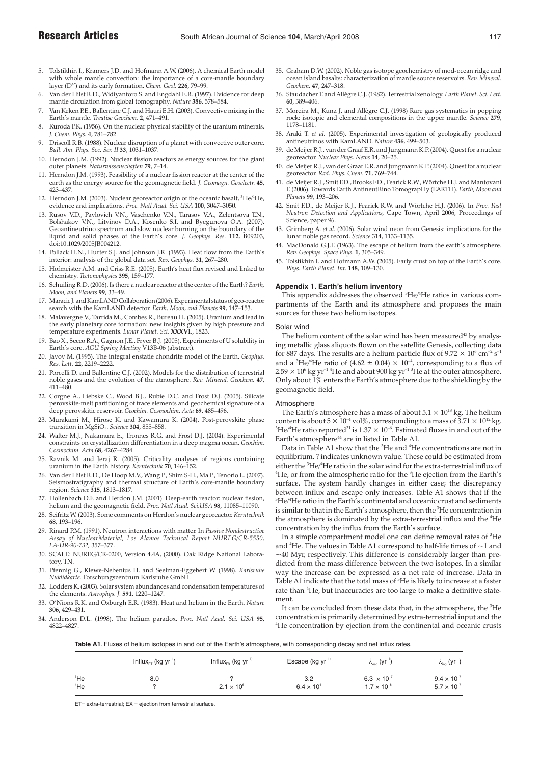5. Tolstikhin I., Kramers J.D. and Hofmann A.W. (2006). A chemical Earth model with whole mantle convection: the importance of a core-mantle boundary layer (D′′) and its early formation. *Chem. Geol.* **226**, 79–99.
6. Van der Hilst R.D., Widiyantoro S. and Engdahl E.R. (1997). Evidence for deep mantle circulation from global tomography. *Nature* **386**, 578–584.
7. Van Keken P.E., Ballentine C.J. and Hauri E.H. (2003). Convective mixing in the Earth's mantle. *Treatise Geochem.* **2**, 471–491.
8. Kuroda P.K. (1956). On the nuclear physical stability of the uranium minerals. *J. Chem. Phys.* **4**, 781–782.
9. Driscoll R.B. (1988). Nuclear disruption of a planet with convective outer core. *Bull. Am. Phys. Soc. Ser. II* **33**, 1031–1037.
10. Herndon J.M. (1992). Nuclear fission reactors as energy sources for the giant outer planets. *Naturwissenschaften* **79**, 7–14.
11. Herndon J.M. (1993). Feasibility of a nuclear fission reactor at the center of the earth as the energy source for the geomagnetic field. *J. Geomagn. Geoelectr.* **45**, 423–437.
12. Herndon J.M. (2003). Nuclear georeactor origin of the oceanic basalt, $^3$He/$^4$He, evidence and implications. *Proc. Natl Acad. Sci. USA* **100**, 3047–3050.
13. Rusov V.D., Pavlovich V.N., Vaschenko V.N., Tarasov V.A., Zelentsova T.N., Bolshakov V.N., Litvinov D.A., Kosenko S.I. and Byegunova O.A. (2007). Geoantineutrino spectrum and slow nuclear burning on the boundary of the liquid and solid phases of the Earth's core. *J. Geophys. Res.* **112**, B09203, doi:10.1029/2005JB004212.
14. Pollack H.N., Hurter S.J. and Johnson J.R. (1993). Heat flow from the Earth's interior: analysis of the global data set. *Rev. Geophys.* **31**, 267–280.
15. Hofmeister A.M. and Criss R.E. (2005). Earth's heat flux revised and linked to chemistry. *Tectonophysics* **395**, 159–177.
16. Schuiling R.D. (2006). Is there a nuclear reactor at the center of the Earth? *Earth, Moon, and Planets* **99**, 33–49.
17. Maracic J. and KamLAND Collaboration (2006). Experimental status of geo-reactor search with the KamLAND detector. *Earth, Moon, and Planets* **99**, 147–153.
18. Malavergne V., Tarrida M., Combes R., Bureau H. (2005). Uranium and lead in the early planetary core formation: new insights given by high pressure and temperature experiments. *Lunar Planet. Sci.* **XXXVI**., 1823.
19. Bao X., Secco R.A., Gagnon J.E., Fryer B.J. (2005). Experiments of U solubility in Earth's core. *AGU Spring Meeting* V13B-06 (abstract).
20. Javoy M. (1995). The integral enstatie chondrite model of the Earth. *Geophys. Res. Lett.* **22**, 2219–2222.
21. Porcelli D. and Ballentine C.J. (2002). Models for the distribution of terrestrial noble gases and the evolution of the atmosphere. *Rev. Mineral. Geochem.* **47**, 411–480.
22. Corgne A., Liebske C., Wood B.J., Rubie D.C. and Frost D.J. (2005). Silicate perovskite-melt partitioning of trace elements and geochemical signature of a deep perovskitic reservoir. *Geochim. Cosmochim. Acta* **69**, 485–496.
23. Murakami M., Hirose K. and Kawamura K. (2004). Post-perovskite phase transition in $MgSiO_3$. *Science* **304**, 855–858.
24. Walter M.J., Nakamura E., Tronnes R.G. and Frost D.J. (2004). Experimental constraints on crystallization differentiation in a deep magma ocean. *Geochim. Cosmochim. Acta* **68**, 4267–4284.
25. Ravnik M. and Jeraj R. (2005). Criticality analyses of regions containing uranium in the Earth history. *Kerntechnik* **70**, 146–152.
26. Van der Hilst R.D., De Hoop M.V., Wang P., Shim S-H., Ma P., Tenorio L. (2007). Seismostratigraphy and thermal structure of Earth's core-mantle boundary region. *Science* **315**, 1813–1817.
27. Hollenbach D.F. and Herdon J.M. (2001). Deep-earth reactor: nuclear fission, helium and the geomagnetic field. *Proc. Natl Acad. Sci.USA* **98**, 11085–11090.
28. Seifritz W. (2003). Some comments on Herdon's nuclear georeactor. *Kerntechnik* **68**, 193–196.
29. Rinard P.M. (1991). Neutron interactions with matter. In *Passive Nondestructive Assay of NuclearMaterial, Los Alamos Technical Report NUREG/CR-5550, LA-UR-90-732,* 357–377.
30. SCALE: NUREG/CR-0200, Version 4.4A, (2000). Oak Ridge National Laboratory, TN.
31. Pfennig G., Klewe-Nebenius H. and Seelman-Eggebert W. (1998). *Karlsruhe Nuklidkarte.* Forschungszentrum Karlsruhe GmbH.
32. Lodders K. (2003). Solar system abundances and condensation temperatures of the elements. *Astrophys. J.* **591**, 1220–1247.
33. O'Nions R.K. and Oxburgh E.R. (1983). Heat and helium in the Earth. *Nature* **306**, 429–431.
34. Anderson D.L. (1998). The helium paradox. *Proc. Natl Acad. Sci. USA* **95**, 4822–4827.
35. Graham D.W. (2002). Noble gas isotope geochemistry of mod-ocean ridge and ocean island basalts: characterization of mantle source reservoirs. *Rev. Mineral. Geochem.* **47**, 247–318.
36. Staudacher T. and Allègre C.J. (1982). Terrestrial xenology. *Earth Planet. Sci. Lett.* **60**, 389–406.
37. Moreira M., Kunz J. and Allègre C.J. (1998) Rare gas systematics in popping rock: isotopic and elemental compositions in the upper mantle. *Science* **279**, 1178–1181.
38. Araki T. *et al.* (2005). Experimental investigation of geologically produced antineutrinos with KamLAND. *Nature* **436**, 499–503.
39. de Meijer R.J., van der Graaf E.R. and Jungmann K.P. (2004). Quest for a nuclear georeactor. *Nuclear Phys. News* **14**, 20–25.
40. de Meijer R.J., van der Graaf E.R. and Jungmann K.P. (2004). Quest for a nuclear georeactor. *Rad. Phys. Chem.* **71**, 769–744.
41. de Meijer R.J., Smit F.D., Brooks F.D., Fearick R.W., Wörtche H.J. and Mantovani F. (2006). Towards Earth AntineutRino TomograpHy (EARTH). *Earth, Moon and Planets* **99**, 193–206.
42. Smit F.D., de Meijer R.J., Fearick R.W. and Wörtche H.J. (2006). In *Proc. Fast Neutron Detection and Applications,* Cape Town, April 2006, Proceedings of Science, paper 96.
43. Grimberg A. *et al.* (2006). Solar wind neon from Genesis: implications for the lunar noble gas record. *Science* 314, 1133–1135.
44. MacDonald G.J.F. (1963). The escape of helium from the earth's atmosphere. *Rev. Geophys. Space Phys.* **1**, 305–349.
45. Tolstikhin I. and Hofmann A.W. (2005). Early crust on top of the Earth's core. *Phys. Earth Planet. Int.* **148**, 109–130.

## Appendix 1. Earth's helium inventory

This appendix addresses the observed $^3$He/$^4$He ratios in various compartments of the Earth and its atmosphere and proposes the main sources for these two helium isotopes.

### Solar wind

The helium content of the solar wind has been measured[43] by analysing metallic glass aliquots flown on the satellite Genesis, collecting data for 887 days. The results are a helium particle flux of $9.72 \times 10^6$ cm$^{-2}$ s$^{-1}$ and a $^3$He/$^4$He ratio of $(4.62 \pm 0.04) \times 10^{-4}$, corresponding to a flux of $2.59 \times 10^6$ kg yr$^{-1}$ $^4$He and about 900 kg yr$^{-1}$ $^3$He at the outer atmosphere. Only about 1% enters the Earth's atmosphere due to the shielding by the geomagnetic field.

### Atmosphere

The Earth's atmosphere has a mass of about $5.1 \times 10^{18}$ kg. The helium content is about $5 \times 10^{-4}$ vol%, corresponding to a mass of $3.71 \times 10^{12}$ kg. $^3$He/$^4$He ratio reported[31] is $1.37 \times 10^{-6}$. Estimated fluxes in and out of the Earth's atmosphere[44] are in listed in Table A1.

Data in Table A1 show that the $^3$He and $^4$He concentrations are not in equilibrium. ? indicates unknown value. These could be estimated from either the $^3$He/$^4$He ratio in the solar wind for the extra-terrestrial influx of $^4$He, or from the atmospheric ratio for the $^3$He ejection from the Earth's surface. The system hardly changes in either case; the discrepancy between influx and escape only increases. Table A1 shows that if the $^3$He/$^4$He ratio in the Earth's continental and oceanic crust and sediments is similar to that in the Earth's atmosphere, then the $^3$He concentration in the atmosphere is dominated by the extra-terrestrial influx and the $^4$He concentration by the influx from the Earth's surface.

In a simple compartment model one can define removal rates of $^3$He and $^4$He. The values in Table A1 correspond to half-life times of ~1 and ~40 Myr, respectively. This difference is considerably larger than predicted from the mass difference between the two isotopes. In a similar way the increase can be expressed as a net rate of increase. Data in Table A1 indicate that the total mass of $^3$He is likely to increase at a faster rate than $^4$He, but inaccuracies are too large to make a definitive statement.

It can be concluded from these data that, in the atmosphere, the $^3$He concentration is primarily determined by extra-terrestrial input and the $^4$He concentration by ejection from the continental and oceanic crusts

**Table A1**. Fluxes of helium isotopes in and out of the Earth's atmosphere, with corresponding decay and net influx rates.

| | Influx$_{ET}$ (kg yr$^{-1}$) | Influx$_{EX}$ (kg yr$^{-1}$) | Escape (kg yr$^{-1}$) | $\lambda_{esc}$ (yr$^{-1}$) | $\lambda_{ing}$ (yr$^{-1}$) |
|---|---|---|---|---|---|
| $^3$He | 8.0 | ? | 3.2 | $6.3 \times 10^{-7}$ | $9.4 \times 10^{-7}$ |
| $^4$He | ? | $2.1 \times 10^6$ | $6.4 \times 10^4$ | $1.7 \times 10^{-8}$ | $5.7 \times 10^{-7}$ |

ET= extra-terrestrial; EX = ejection from terrestrial surface.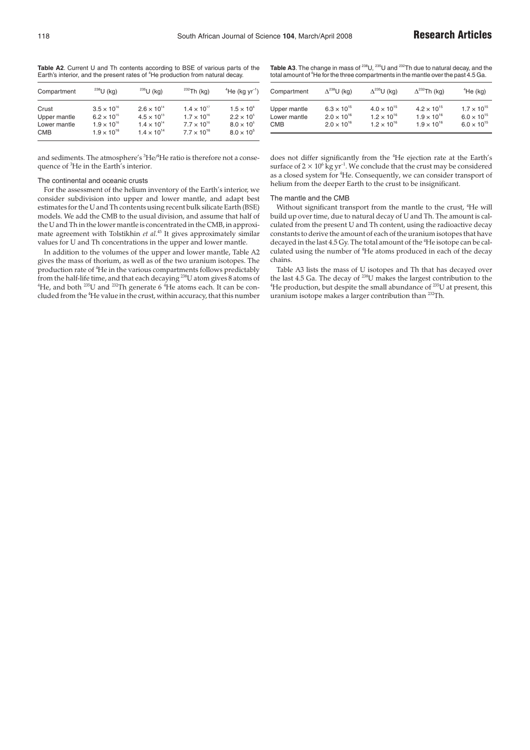**Table A2**. Current U and Th contents according to BSE of various parts of the Earth's interior, and the present rates of $^{4}$He production from natural decay.

| Compartment | $^{238}$U (kg) | $^{235}$U (kg) | $^{232}$Th (kg) | $^{4}$He (kg yr$^{-1}$) |
|---|---|---|---|---|
| Crust | $3.5 \times 10^{16}$ | $2.6 \times 10^{14}$ | $1.4 \times 10^{17}$ | $1.5 \times 10^{6}$ |
| Upper mantle | $6.2 \times 10^{15}$ | $4.5 \times 10^{13}$ | $1.7 \times 10^{16}$ | $2.2 \times 10^{5}$ |
| Lower mantle | $1.9 \times 10^{16}$ | $1.4 \times 10^{14}$ | $7.7 \times 10^{16}$ | $8.0 \times 10^{5}$ |
| CMB | $1.9 \times 10^{16}$ | $1.4 \times 10^{14}$ | $7.7 \times 10^{16}$ | $8.0 \times 10^{5}$ |

and sediments. The atmosphere's $^{3}$He/$^{4}$He ratio is therefore not a consequence of $^{3}$He in the Earth's interior.

### The continental and oceanic crusts

For the assessment of the helium inventory of the Earth's interior, we consider subdivision into upper and lower mantle, and adapt best estimates for the U and Th contents using recent bulk silicate Earth (BSE) models. We add the CMB to the usual division, and assume that half of the U and Th in the lower mantle is concentrated in the CMB, in approximate agreement with Tolstikhin *et al.*[45] It gives approximately similar values for U and Th concentrations in the upper and lower mantle.

In addition to the volumes of the upper and lower mantle, Table A2 gives the mass of thorium, as well as of the two uranium isotopes. The production rate of $^{4}$He in the various compartments follows predictably from the half-life time, and that each decaying $^{238}$U atom gives 8 atoms of $^{4}$He, and both $^{235}$U and $^{232}$Th generate 6 $^{4}$He atoms each. It can be concluded from the $^{4}$He value in the crust, within accuracy, that this number does not differ significantly from the $^{4}$He ejection rate at the Earth's surface of $2 \times 10^{6}$ kg yr$^{-1}$. We conclude that the crust may be considered as a closed system for $^{4}$He. Consequently, we can consider transport of helium from the deeper Earth to the crust to be insignificant.

**Table A3**. The change in mass of $^{238}$U, $^{235}$U and $^{232}$Th due to natural decay, and the total amount of $^{4}$He for the three compartments in the mantle over the past 4.5 Ga.

| Compartment | $\Delta^{238}$U (kg) | $\Delta^{235}$U (kg) | $\Delta^{232}$Th (kg) | $^{4}$He (kg) |
|---|---|---|---|---|
| Upper mantle | $6.3 \times 10^{15}$ | $4.0 \times 10^{15}$ | $4.2 \times 10^{15}$ | $1.7 \times 10^{15}$ |
| Lower mantle | $2.0 \times 10^{16}$ | $1.2 \times 10^{16}$ | $1.9 \times 10^{16}$ | $6.0 \times 10^{15}$ |
| CMB | $2.0 \times 10^{16}$ | $1.2 \times 10^{16}$ | $1.9 \times 10^{16}$ | $6.0 \times 10^{15}$ |

### The mantle and the CMB

Without significant transport from the mantle to the crust, $^{4}$He will build up over time, due to natural decay of U and Th. The amount is calculated from the present U and Th content, using the radioactive decay constants to derive the amount of each of the uranium isotopes that have decayed in the last 4.5 Gy. The total amount of the $^{4}$He isotope can be calculated using the number of $^{4}$He atoms produced in each of the decay chains.

Table A3 lists the mass of U isotopes and Th that has decayed over the last 4.5 Ga. The decay of $^{238}$U makes the largest contribution to the $^{4}$He production, but despite the small abundance of $^{235}$U at present, this uranium isotope makes a larger contribution than $^{232}$Th.